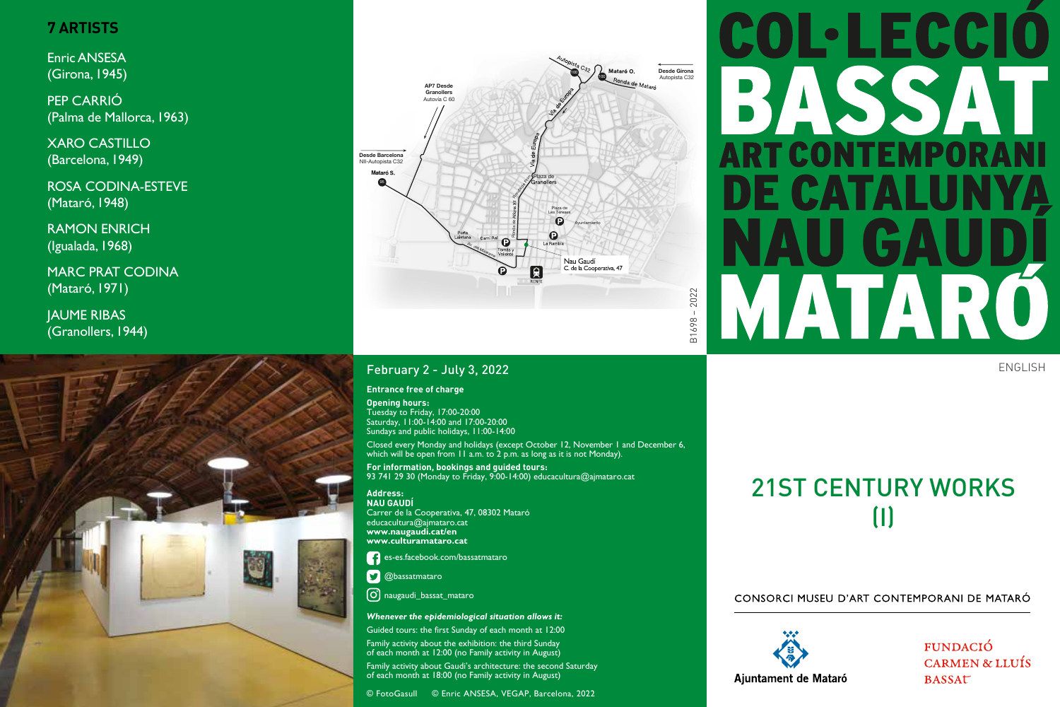# COL·LECCIÓ BASSAT

## ART CONTEMPORANI DE CATALUNYA

# NAU GAUDÍ MATARÓ

ENGLISH

## 21ST CENTURY WORKS (I)

CONSORCI MUSEU D'ART CONTEMPORANI DE MATARÓ

Ajuntament de Mataró

FUNDACIÓ CARMEN & LLUÍS BASSAT

### 7 ARTISTS

Enric ANSESA
(Girona, 1945)

PEP CARRIÓ
(Palma de Mallorca, 1963)

XARO CASTILLO
(Barcelona, 1949)

ROSA CODINA-ESTEVE
(Mataró, 1948)

RAMON ENRICH
(Igualada, 1968)

MARC PRAT CODINA
(Mataró, 1971)

JAUME RIBAS
(Granollers, 1944)

Autopista C32 · Mataró O. · Desde Girona Autopista C32 · Ronda de Mataró · AP7 Desde Granollers Autovía C 60 · Via de Europa · Desde Barcelona NII-Autopista C32 · Mataró S. · Plaza de Granollers · Plaza de Les Tereses · Ayuntamiento · Porta Laietana · Camí Ral · La Rambla · Nau Gaudí C. de la Cooperativa, 47 · RENFE

B1698 – 2022

February 2 - July 3, 2022

**Entrance free of charge**

**Opening hours:**
Tuesday to Friday, 17:00-20:00
Saturday, 11:00-14:00 and 17:00-20:00
Sundays and public holidays, 11:00-14:00

Closed every Monday and holidays (except October 12, November 1 and December 6, which will be open from 11 a.m. to 2 p.m. as long as it is not Monday).

**For information, bookings and guided tours:**
93 741 29 30 (Monday to Friday, 9:00-14:00) educacultura@ajmataro.cat

**Address:**
**NAU GAUDÍ**
Carrer de la Cooperativa, 47, 08302 Mataró
educacultura@ajmataro.cat
**www.naugaudi.cat/en**
**www.culturamataro.cat**

es-es.facebook.com/bassatmataro

@bassatmataro

naugaudi_bassat_mataro

***Whenever the epidemiological situation allows it:***

Guided tours: the first Sunday of each month at 12:00

Family activity about the exhibition: the third Sunday of each month at 12:00 (no Family activity in August)

Family activity about Gaudí's architecture: the second Saturday of each month at 18:00 (no Family activity in August)

© FotoGasull © Enric ANSESA, VEGAP, Barcelona, 2022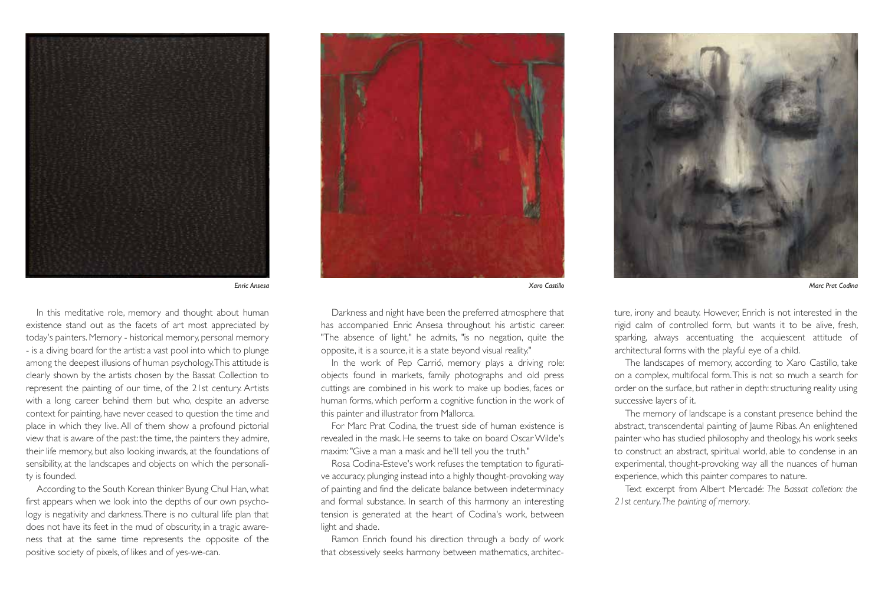*Enric Ansesa*

*Xaro Castillo*

*Marc Prat Codina*

In this meditative role, memory and thought about human existence stand out as the facets of art most appreciated by today's painters. Memory - historical memory, personal memory - is a diving board for the artist: a vast pool into which to plunge among the deepest illusions of human psychology. This attitude is clearly shown by the artists chosen by the Bassat Collection to represent the painting of our time, of the 21st century. Artists with a long career behind them but who, despite an adverse context for painting, have never ceased to question the time and place in which they live. All of them show a profound pictorial view that is aware of the past: the time, the painters they admire, their life memory, but also looking inwards, at the foundations of sensibility, at the landscapes and objects on which the personality is founded.

According to the South Korean thinker Byung Chul Han, what first appears when we look into the depths of our own psychology is negativity and darkness. There is no cultural life plan that does not have its feet in the mud of obscurity, in a tragic awareness that at the same time represents the opposite of the positive society of pixels, of likes and of yes-we-can.

Darkness and night have been the preferred atmosphere that has accompanied Enric Ansesa throughout his artistic career. "The absence of light," he admits, "is no negation, quite the opposite, it is a source, it is a state beyond visual reality."

In the work of Pep Carrió, memory plays a driving role: objects found in markets, family photographs and old press cuttings are combined in his work to make up bodies, faces or human forms, which perform a cognitive function in the work of this painter and illustrator from Mallorca.

For Marc Prat Codina, the truest side of human existence is revealed in the mask. He seems to take on board Oscar Wilde's maxim: "Give a man a mask and he'll tell you the truth."

Rosa Codina-Esteve's work refuses the temptation to figurative accuracy, plunging instead into a highly thought-provoking way of painting and find the delicate balance between indeterminacy and formal substance. In search of this harmony an interesting tension is generated at the heart of Codina's work, between light and shade.

Ramon Enrich found his direction through a body of work that obsessively seeks harmony between mathematics, architecture, irony and beauty. However, Enrich is not interested in the rigid calm of controlled form, but wants it to be alive, fresh, sparking, always accentuating the acquiescent attitude of architectural forms with the playful eye of a child.

The landscapes of memory, according to Xaro Castillo, take on a complex, multifocal form. This is not so much a search for order on the surface, but rather in depth: structuring reality using successive layers of it.

The memory of landscape is a constant presence behind the abstract, transcendental painting of Jaume Ribas. An enlightened painter who has studied philosophy and theology, his work seeks to construct an abstract, spiritual world, able to condense in an experimental, thought-provoking way all the nuances of human experience, which this painter compares to nature.

Text excerpt from Albert Mercadé: *The Bassat colletion: the 21st century. The painting of memory*.